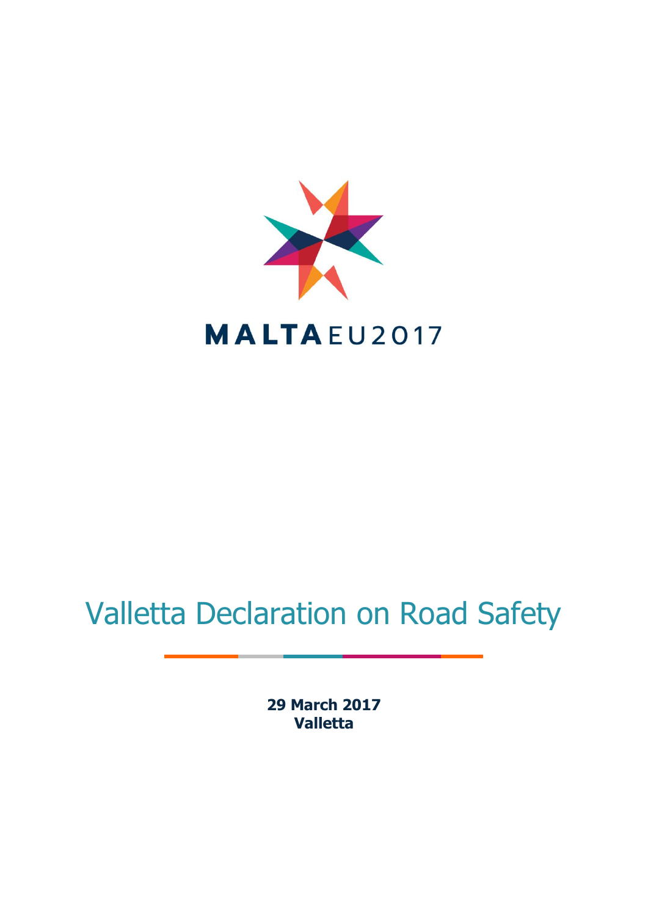MALTAEU2017

# Valletta Declaration on Road Safety

**29 March 2017**
**Valletta**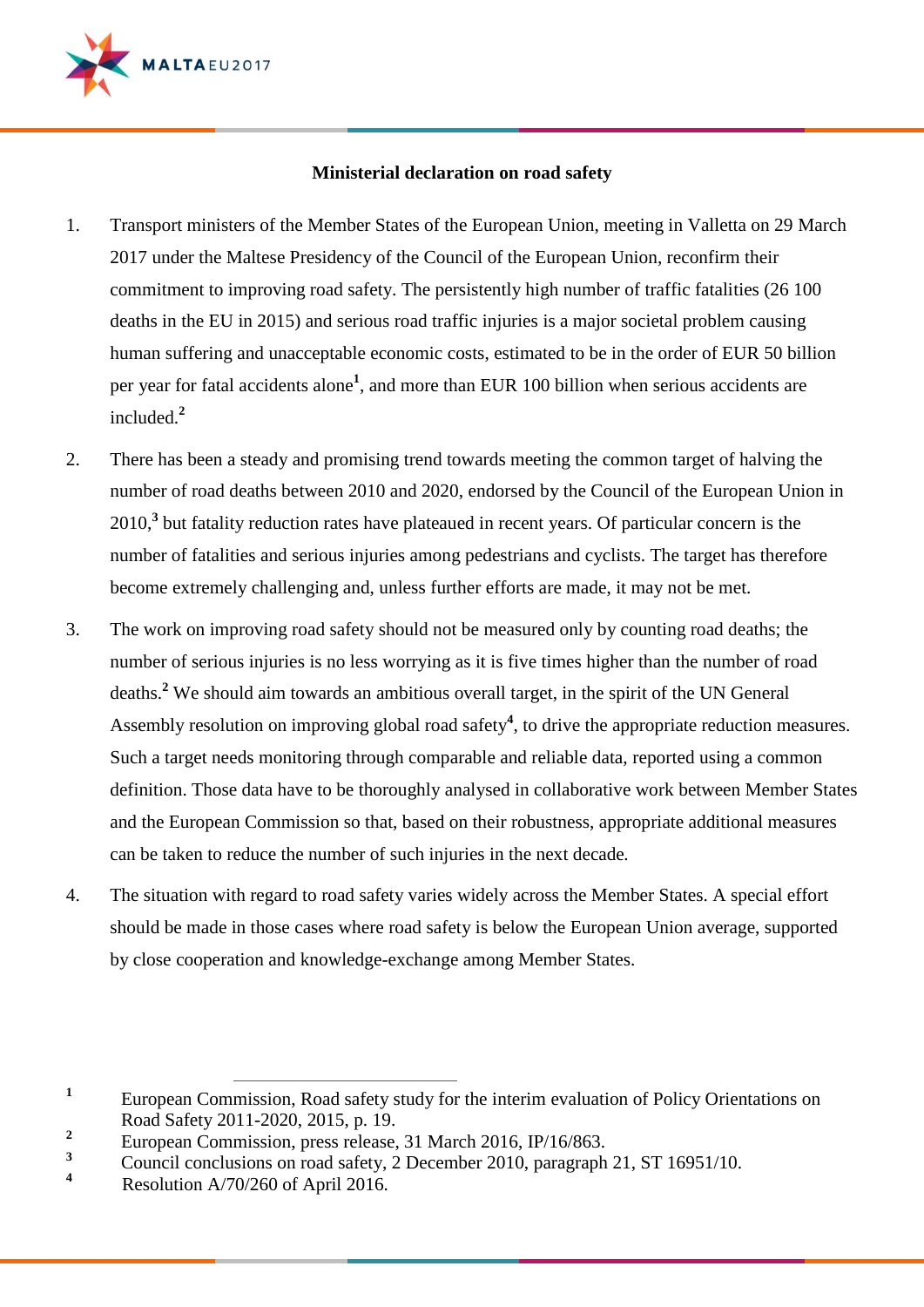**Ministerial declaration on road safety**

1. Transport ministers of the Member States of the European Union, meeting in Valletta on 29 March 2017 under the Maltese Presidency of the Council of the European Union, reconfirm their commitment to improving road safety. The persistently high number of traffic fatalities (26 100 deaths in the EU in 2015) and serious road traffic injuries is a major societal problem causing human suffering and unacceptable economic costs, estimated to be in the order of EUR 50 billion per year for fatal accidents alone[1], and more than EUR 100 billion when serious accidents are included.[2]

2. There has been a steady and promising trend towards meeting the common target of halving the number of road deaths between 2010 and 2020, endorsed by the Council of the European Union in 2010,[3] but fatality reduction rates have plateaued in recent years. Of particular concern is the number of fatalities and serious injuries among pedestrians and cyclists. The target has therefore become extremely challenging and, unless further efforts are made, it may not be met.

3. The work on improving road safety should not be measured only by counting road deaths; the number of serious injuries is no less worrying as it is five times higher than the number of road deaths.[2] We should aim towards an ambitious overall target, in the spirit of the UN General Assembly resolution on improving global road safety[4], to drive the appropriate reduction measures. Such a target needs monitoring through comparable and reliable data, reported using a common definition. Those data have to be thoroughly analysed in collaborative work between Member States and the European Commission so that, based on their robustness, appropriate additional measures can be taken to reduce the number of such injuries in the next decade.

4. The situation with regard to road safety varies widely across the Member States. A special effort should be made in those cases where road safety is below the European Union average, supported by close cooperation and knowledge-exchange among Member States.

---

[1] European Commission, Road safety study for the interim evaluation of Policy Orientations on Road Safety 2011-2020, 2015, p. 19.

[2] European Commission, press release, 31 March 2016, IP/16/863.

[3] Council conclusions on road safety, 2 December 2010, paragraph 21, ST 16951/10.

[4] Resolution A/70/260 of April 2016.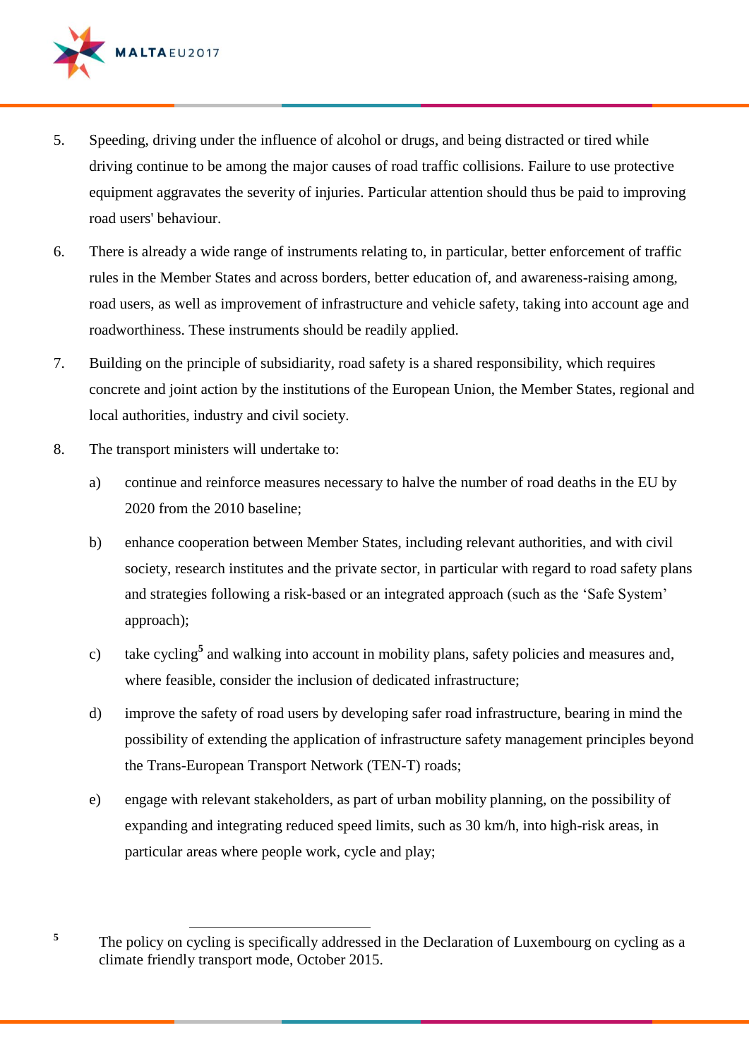5. Speeding, driving under the influence of alcohol or drugs, and being distracted or tired while driving continue to be among the major causes of road traffic collisions. Failure to use protective equipment aggravates the severity of injuries. Particular attention should thus be paid to improving road users' behaviour.

6. There is already a wide range of instruments relating to, in particular, better enforcement of traffic rules in the Member States and across borders, better education of, and awareness-raising among, road users, as well as improvement of infrastructure and vehicle safety, taking into account age and roadworthiness. These instruments should be readily applied.

7. Building on the principle of subsidiarity, road safety is a shared responsibility, which requires concrete and joint action by the institutions of the European Union, the Member States, regional and local authorities, industry and civil society.

8. The transport ministers will undertake to:

   a) continue and reinforce measures necessary to halve the number of road deaths in the EU by 2020 from the 2010 baseline;

   b) enhance cooperation between Member States, including relevant authorities, and with civil society, research institutes and the private sector, in particular with regard to road safety plans and strategies following a risk-based or an integrated approach (such as the 'Safe System' approach);

   c) take cycling[5] and walking into account in mobility plans, safety policies and measures and, where feasible, consider the inclusion of dedicated infrastructure;

   d) improve the safety of road users by developing safer road infrastructure, bearing in mind the possibility of extending the application of infrastructure safety management principles beyond the Trans-European Transport Network (TEN-T) roads;

   e) engage with relevant stakeholders, as part of urban mobility planning, on the possibility of expanding and integrating reduced speed limits, such as 30 km/h, into high-risk areas, in particular areas where people work, cycle and play;

---

[5] The policy on cycling is specifically addressed in the Declaration of Luxembourg on cycling as a climate friendly transport mode, October 2015.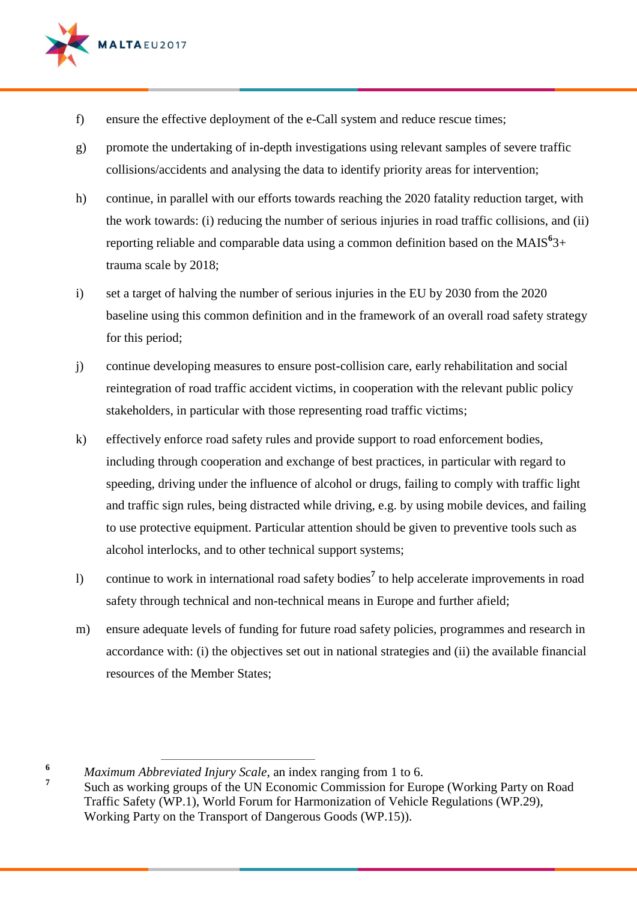f) ensure the effective deployment of the e-Call system and reduce rescue times;

g) promote the undertaking of in-depth investigations using relevant samples of severe traffic collisions/accidents and analysing the data to identify priority areas for intervention;

h) continue, in parallel with our efforts towards reaching the 2020 fatality reduction target, with the work towards: (i) reducing the number of serious injuries in road traffic collisions, and (ii) reporting reliable and comparable data using a common definition based on the MAIS[6]3+ trauma scale by 2018;

i) set a target of halving the number of serious injuries in the EU by 2030 from the 2020 baseline using this common definition and in the framework of an overall road safety strategy for this period;

j) continue developing measures to ensure post-collision care, early rehabilitation and social reintegration of road traffic accident victims, in cooperation with the relevant public policy stakeholders, in particular with those representing road traffic victims;

k) effectively enforce road safety rules and provide support to road enforcement bodies, including through cooperation and exchange of best practices, in particular with regard to speeding, driving under the influence of alcohol or drugs, failing to comply with traffic light and traffic sign rules, being distracted while driving, e.g. by using mobile devices, and failing to use protective equipment. Particular attention should be given to preventive tools such as alcohol interlocks, and to other technical support systems;

l) continue to work in international road safety bodies[7] to help accelerate improvements in road safety through technical and non-technical means in Europe and further afield;

m) ensure adequate levels of funding for future road safety policies, programmes and research in accordance with: (i) the objectives set out in national strategies and (ii) the available financial resources of the Member States;

---

[6] *Maximum Abbreviated Injury Scale*, an index ranging from 1 to 6.

[7] Such as working groups of the UN Economic Commission for Europe (Working Party on Road Traffic Safety (WP.1), World Forum for Harmonization of Vehicle Regulations (WP.29), Working Party on the Transport of Dangerous Goods (WP.15)).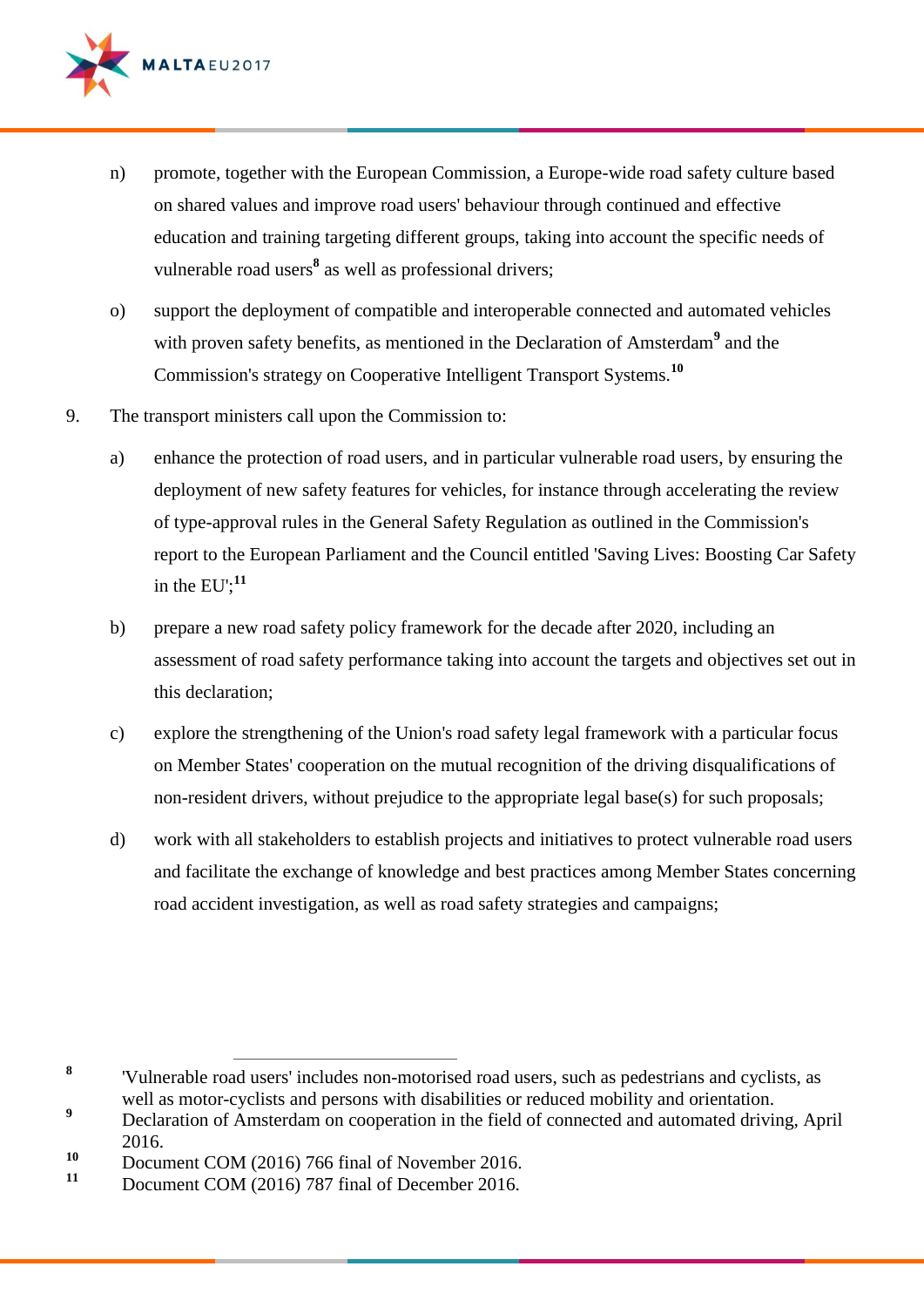n) promote, together with the European Commission, a Europe-wide road safety culture based on shared values and improve road users' behaviour through continued and effective education and training targeting different groups, taking into account the specific needs of vulnerable road users[8] as well as professional drivers;

o) support the deployment of compatible and interoperable connected and automated vehicles with proven safety benefits, as mentioned in the Declaration of Amsterdam[9] and the Commission's strategy on Cooperative Intelligent Transport Systems.[10]

9. The transport ministers call upon the Commission to:

a) enhance the protection of road users, and in particular vulnerable road users, by ensuring the deployment of new safety features for vehicles, for instance through accelerating the review of type-approval rules in the General Safety Regulation as outlined in the Commission's report to the European Parliament and the Council entitled 'Saving Lives: Boosting Car Safety in the EU';[11]

b) prepare a new road safety policy framework for the decade after 2020, including an assessment of road safety performance taking into account the targets and objectives set out in this declaration;

c) explore the strengthening of the Union's road safety legal framework with a particular focus on Member States' cooperation on the mutual recognition of the driving disqualifications of non-resident drivers, without prejudice to the appropriate legal base(s) for such proposals;

d) work with all stakeholders to establish projects and initiatives to protect vulnerable road users and facilitate the exchange of knowledge and best practices among Member States concerning road accident investigation, as well as road safety strategies and campaigns;

---

[8] 'Vulnerable road users' includes non-motorised road users, such as pedestrians and cyclists, as well as motor-cyclists and persons with disabilities or reduced mobility and orientation.

[9] Declaration of Amsterdam on cooperation in the field of connected and automated driving, April 2016.

[10] Document COM (2016) 766 final of November 2016.

[11] Document COM (2016) 787 final of December 2016.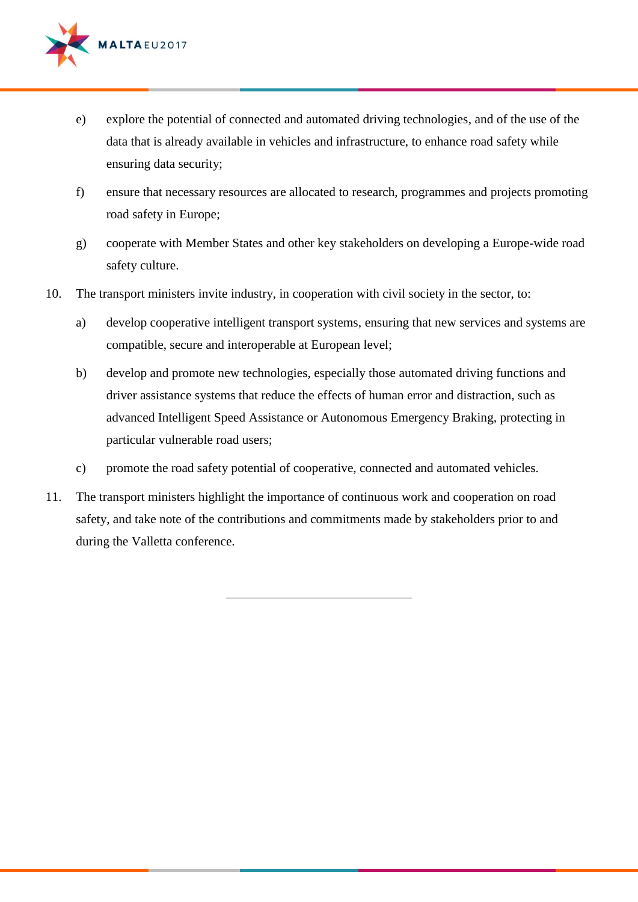e) explore the potential of connected and automated driving technologies, and of the use of the data that is already available in vehicles and infrastructure, to enhance road safety while ensuring data security;

f) ensure that necessary resources are allocated to research, programmes and projects promoting road safety in Europe;

g) cooperate with Member States and other key stakeholders on developing a Europe-wide road safety culture.

10. The transport ministers invite industry, in cooperation with civil society in the sector, to:

 a) develop cooperative intelligent transport systems, ensuring that new services and systems are compatible, secure and interoperable at European level;

 b) develop and promote new technologies, especially those automated driving functions and driver assistance systems that reduce the effects of human error and distraction, such as advanced Intelligent Speed Assistance or Autonomous Emergency Braking, protecting in particular vulnerable road users;

 c) promote the road safety potential of cooperative, connected and automated vehicles.

11. The transport ministers highlight the importance of continuous work and cooperation on road safety, and take note of the contributions and commitments made by stakeholders prior to and during the Valletta conference.

---